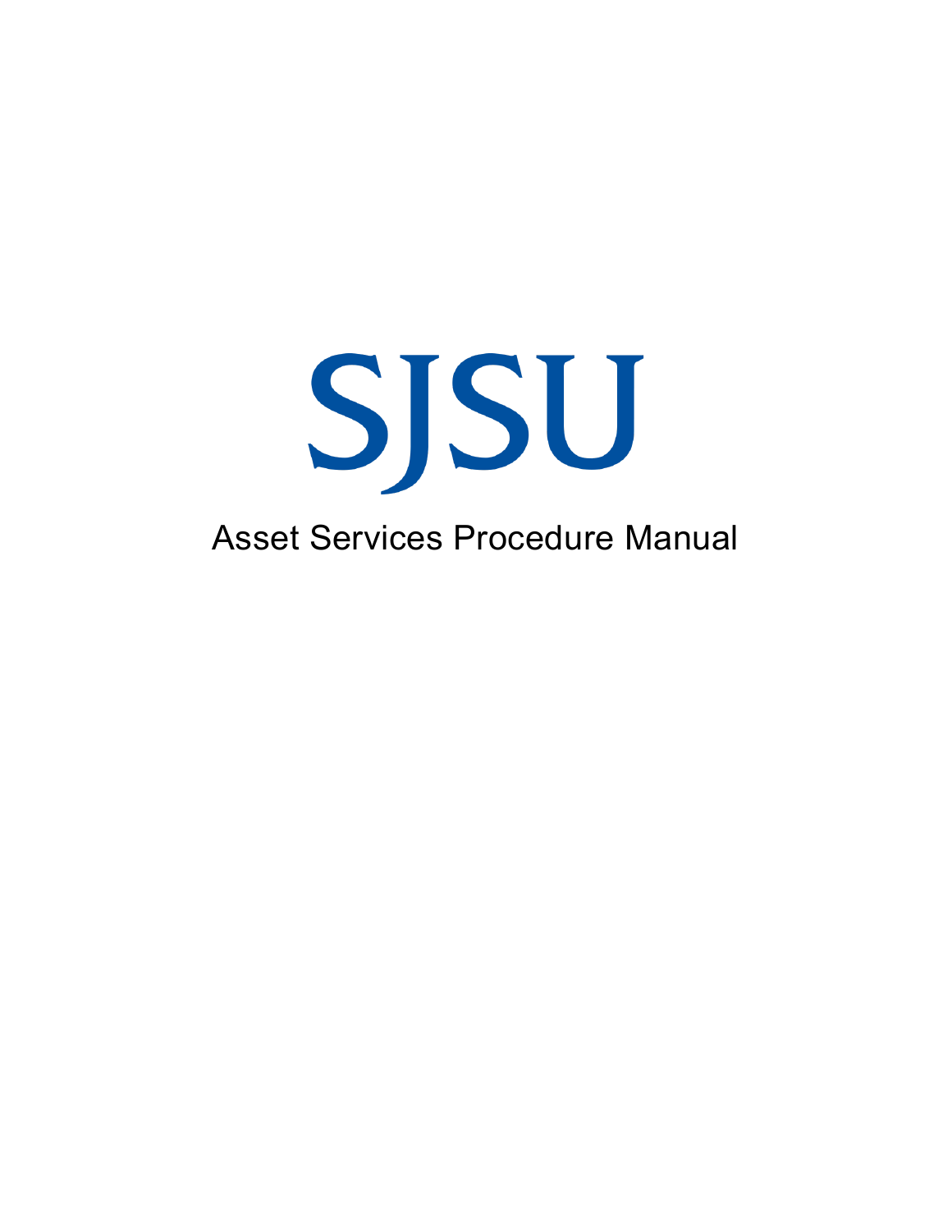# SJSU

Asset Services Procedure Manual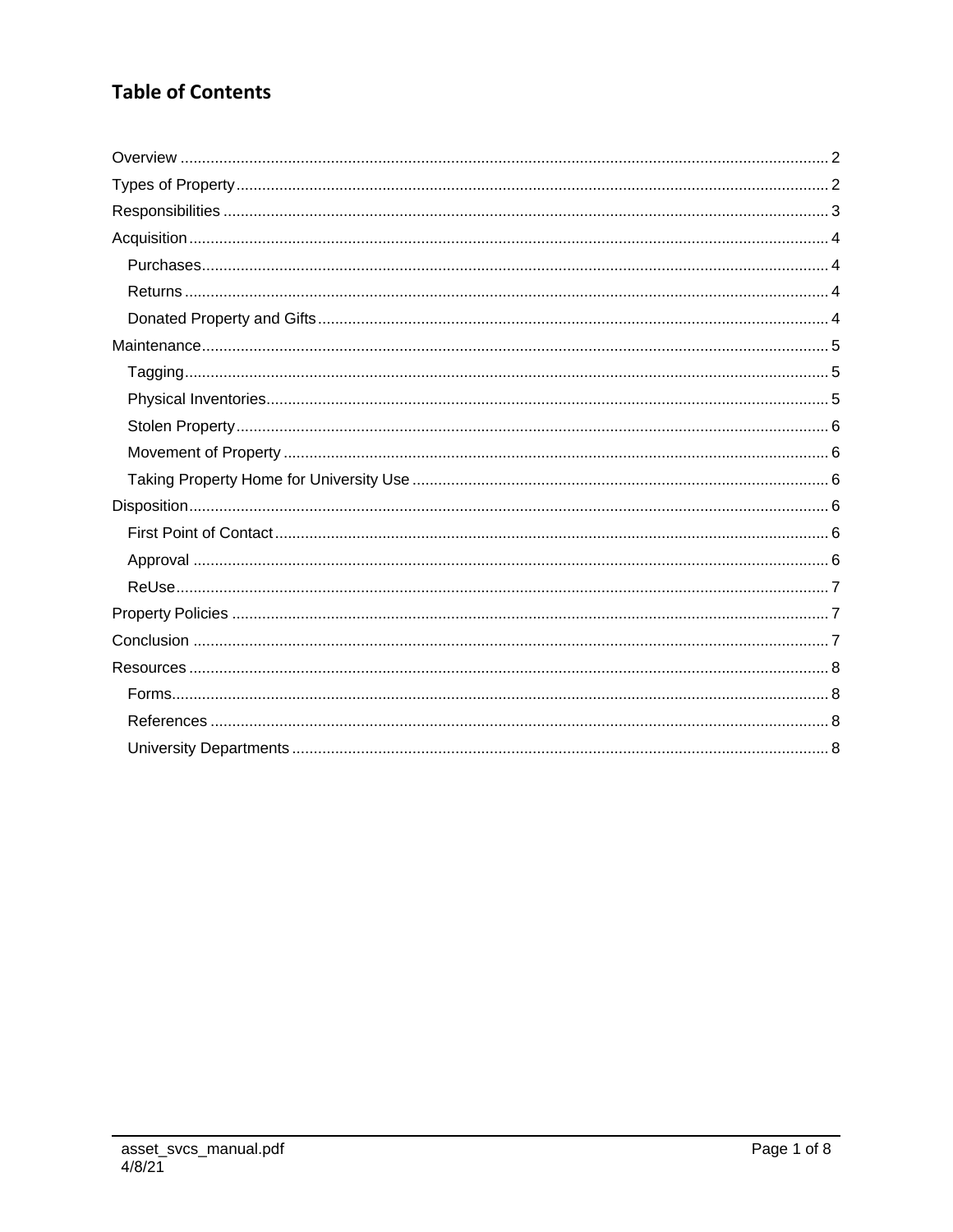## Table of Contents

- Overview ..... 2
- Types of Property ..... 2
- Responsibilities ..... 3
- Acquisition ..... 4
  - Purchases ..... 4
  - Returns ..... 4
  - Donated Property and Gifts ..... 4
- Maintenance ..... 5
  - Tagging ..... 5
  - Physical Inventories ..... 5
  - Stolen Property ..... 6
  - Movement of Property ..... 6
  - Taking Property Home for University Use ..... 6
- Disposition ..... 6
  - First Point of Contact ..... 6
  - Approval ..... 6
  - ReUse ..... 7
- Property Policies ..... 7
- Conclusion ..... 7
- Resources ..... 8
  - Forms ..... 8
  - References ..... 8
  - University Departments ..... 8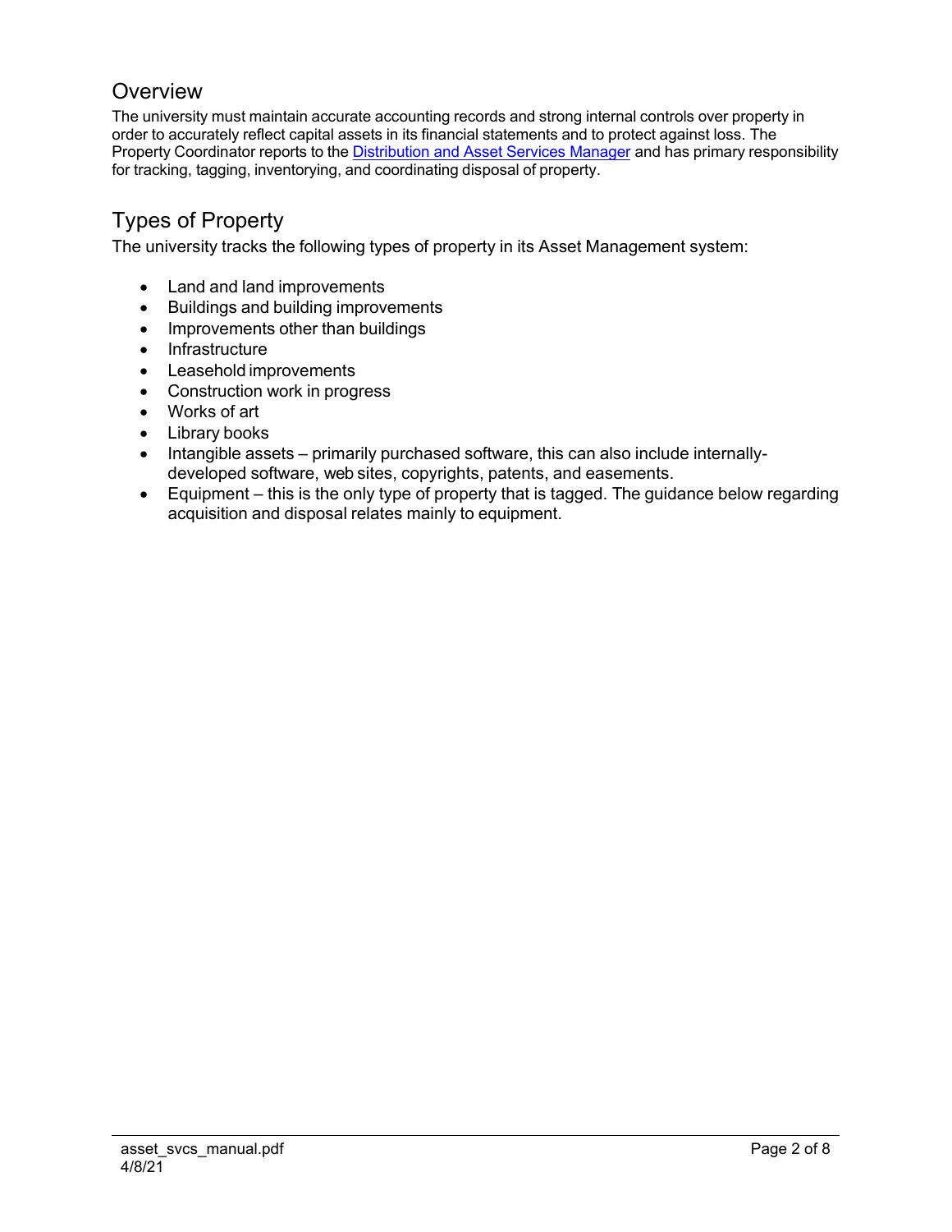## Overview

The university must maintain accurate accounting records and strong internal controls over property in order to accurately reflect capital assets in its financial statements and to protect against loss. The Property Coordinator reports to the Distribution and Asset Services Manager and has primary responsibility for tracking, tagging, inventorying, and coordinating disposal of property.

## Types of Property

The university tracks the following types of property in its Asset Management system:

- Land and land improvements
- Buildings and building improvements
- Improvements other than buildings
- Infrastructure
- Leasehold improvements
- Construction work in progress
- Works of art
- Library books
- Intangible assets – primarily purchased software, this can also include internally-developed software, web sites, copyrights, patents, and easements.
- Equipment – this is the only type of property that is tagged. The guidance below regarding acquisition and disposal relates mainly to equipment.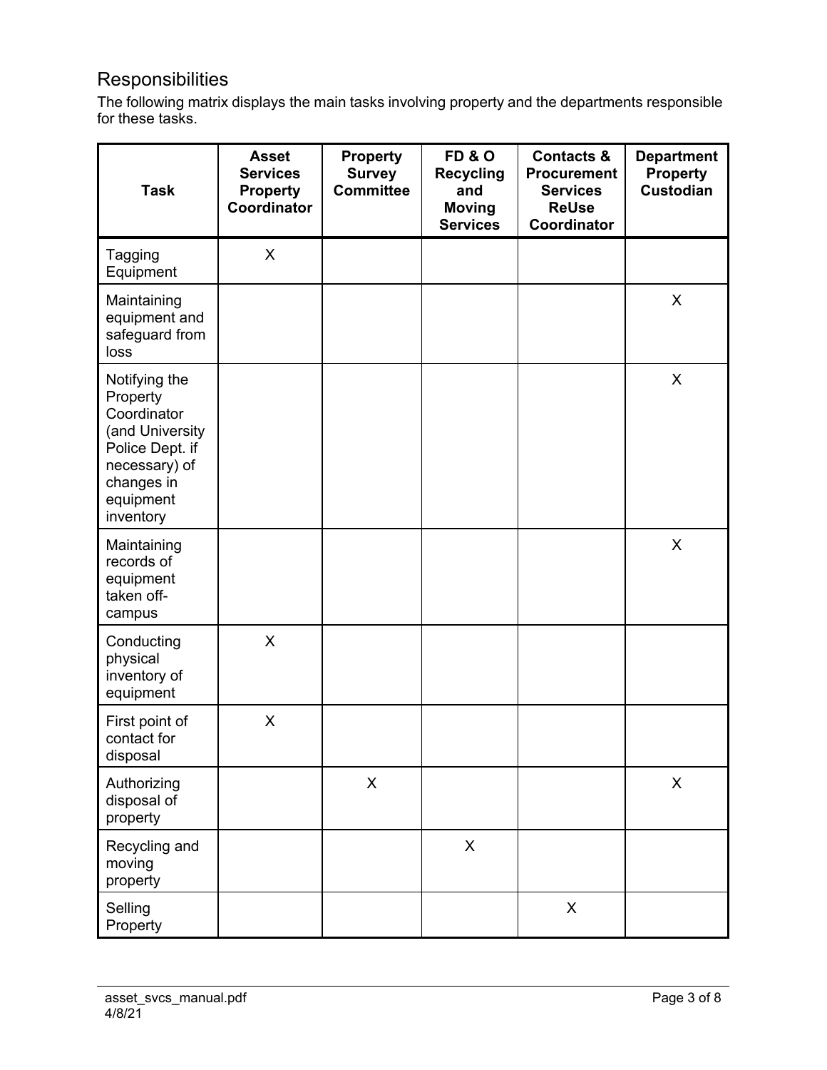## Responsibilities

The following matrix displays the main tasks involving property and the departments responsible for these tasks.

| Task | Asset Services Property Coordinator | Property Survey Committee | FD & O Recycling and Moving Services | Contacts & Procurement Services ReUse Coordinator | Department Property Custodian |
|---|---|---|---|---|---|
| Tagging Equipment | X | | | | |
| Maintaining equipment and safeguard from loss | | | | | X |
| Notifying the Property Coordinator (and University Police Dept. if necessary) of changes in equipment inventory | | | | | X |
| Maintaining records of equipment taken off-campus | | | | | X |
| Conducting physical inventory of equipment | X | | | | |
| First point of contact for disposal | X | | | | |
| Authorizing disposal of property | | X | | | X |
| Recycling and moving property | | | X | | |
| Selling Property | | | | X | |

asset_svcs_manual.pdf
4/8/21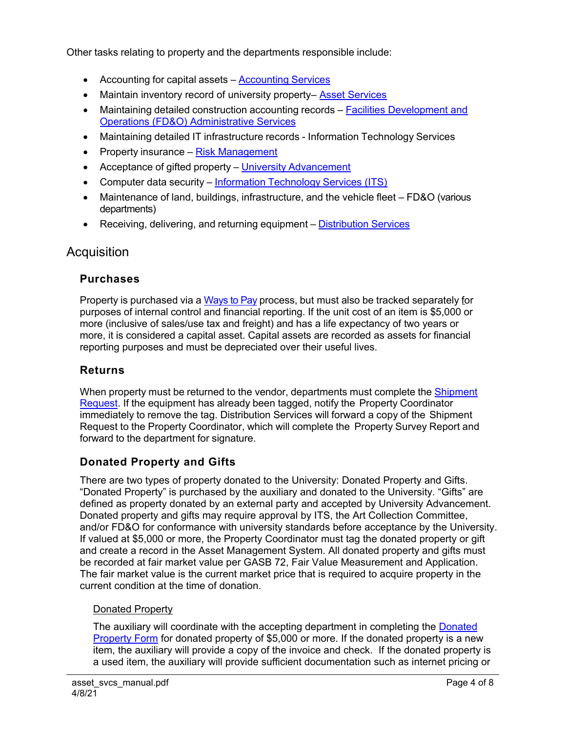Other tasks relating to property and the departments responsible include:

- Accounting for capital assets – Accounting Services
- Maintain inventory record of university property– Asset Services
- Maintaining detailed construction accounting records – Facilities Development and Operations (FD&O) Administrative Services
- Maintaining detailed IT infrastructure records - Information Technology Services
- Property insurance – Risk Management
- Acceptance of gifted property – University Advancement
- Computer data security – Information Technology Services (ITS)
- Maintenance of land, buildings, infrastructure, and the vehicle fleet – FD&O (various departments)
- Receiving, delivering, and returning equipment – Distribution Services

# Acquisition

## Purchases

Property is purchased via a Ways to Pay process, but must also be tracked separately for purposes of internal control and financial reporting. If the unit cost of an item is $5,000 or more (inclusive of sales/use tax and freight) and has a life expectancy of two years or more, it is considered a capital asset. Capital assets are recorded as assets for financial reporting purposes and must be depreciated over their useful lives.

## Returns

When property must be returned to the vendor, departments must complete the Shipment Request. If the equipment has already been tagged, notify the Property Coordinator immediately to remove the tag. Distribution Services will forward a copy of the Shipment Request to the Property Coordinator, which will complete the Property Survey Report and forward to the department for signature.

## Donated Property and Gifts

There are two types of property donated to the University: Donated Property and Gifts. "Donated Property" is purchased by the auxiliary and donated to the University. "Gifts" are defined as property donated by an external party and accepted by University Advancement. Donated property and gifts may require approval by ITS, the Art Collection Committee, and/or FD&O for conformance with university standards before acceptance by the University. If valued at $5,000 or more, the Property Coordinator must tag the donated property or gift and create a record in the Asset Management System. All donated property and gifts must be recorded at fair market value per GASB 72, Fair Value Measurement and Application. The fair market value is the current market price that is required to acquire property in the current condition at the time of donation.

### Donated Property

The auxiliary will coordinate with the accepting department in completing the Donated Property Form for donated property of $5,000 or more. If the donated property is a new item, the auxiliary will provide a copy of the invoice and check. If the donated property is a used item, the auxiliary will provide sufficient documentation such as internet pricing or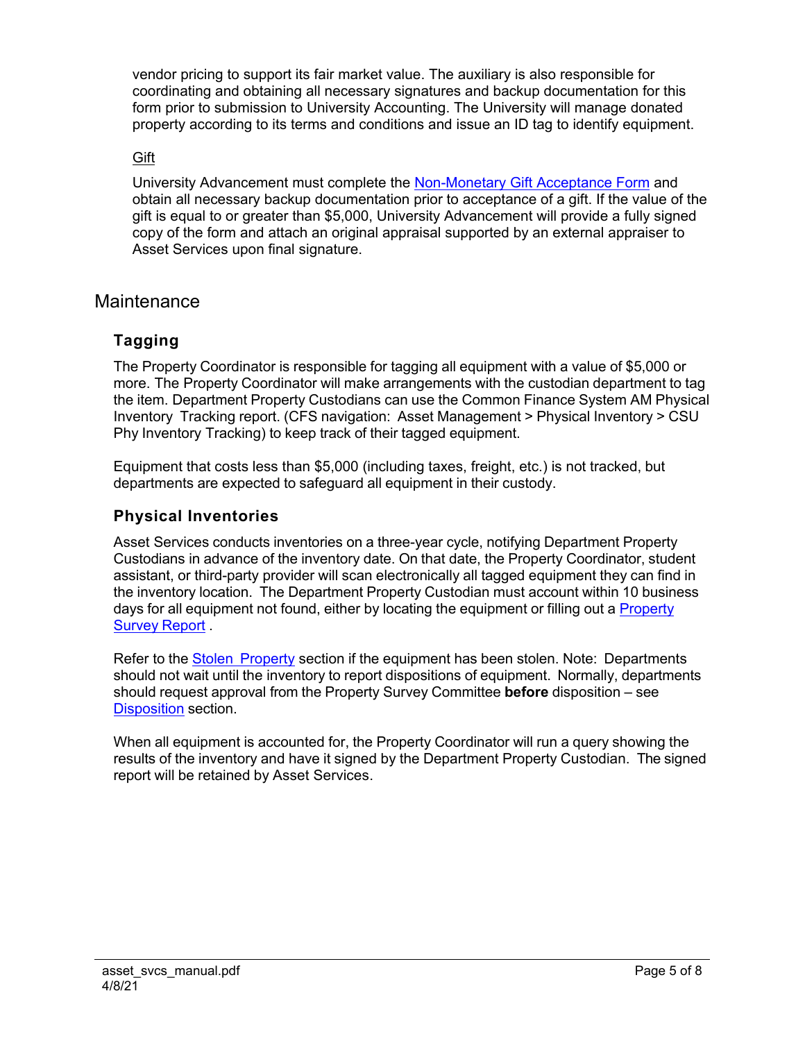vendor pricing to support its fair market value. The auxiliary is also responsible for coordinating and obtaining all necessary signatures and backup documentation for this form prior to submission to University Accounting. The University will manage donated property according to its terms and conditions and issue an ID tag to identify equipment.

Gift

University Advancement must complete the Non-Monetary Gift Acceptance Form and obtain all necessary backup documentation prior to acceptance of a gift. If the value of the gift is equal to or greater than $5,000, University Advancement will provide a fully signed copy of the form and attach an original appraisal supported by an external appraiser to Asset Services upon final signature.

## Maintenance

### Tagging

The Property Coordinator is responsible for tagging all equipment with a value of $5,000 or more. The Property Coordinator will make arrangements with the custodian department to tag the item. Department Property Custodians can use the Common Finance System AM Physical Inventory Tracking report. (CFS navigation: Asset Management > Physical Inventory > CSU Phy Inventory Tracking) to keep track of their tagged equipment.

Equipment that costs less than $5,000 (including taxes, freight, etc.) is not tracked, but departments are expected to safeguard all equipment in their custody.

### Physical Inventories

Asset Services conducts inventories on a three-year cycle, notifying Department Property Custodians in advance of the inventory date. On that date, the Property Coordinator, student assistant, or third-party provider will scan electronically all tagged equipment they can find in the inventory location. The Department Property Custodian must account within 10 business days for all equipment not found, either by locating the equipment or filling out a Property Survey Report .

Refer to the Stolen Property section if the equipment has been stolen. Note: Departments should not wait until the inventory to report dispositions of equipment. Normally, departments should request approval from the Property Survey Committee **before** disposition – see Disposition section.

When all equipment is accounted for, the Property Coordinator will run a query showing the results of the inventory and have it signed by the Department Property Custodian. The signed report will be retained by Asset Services.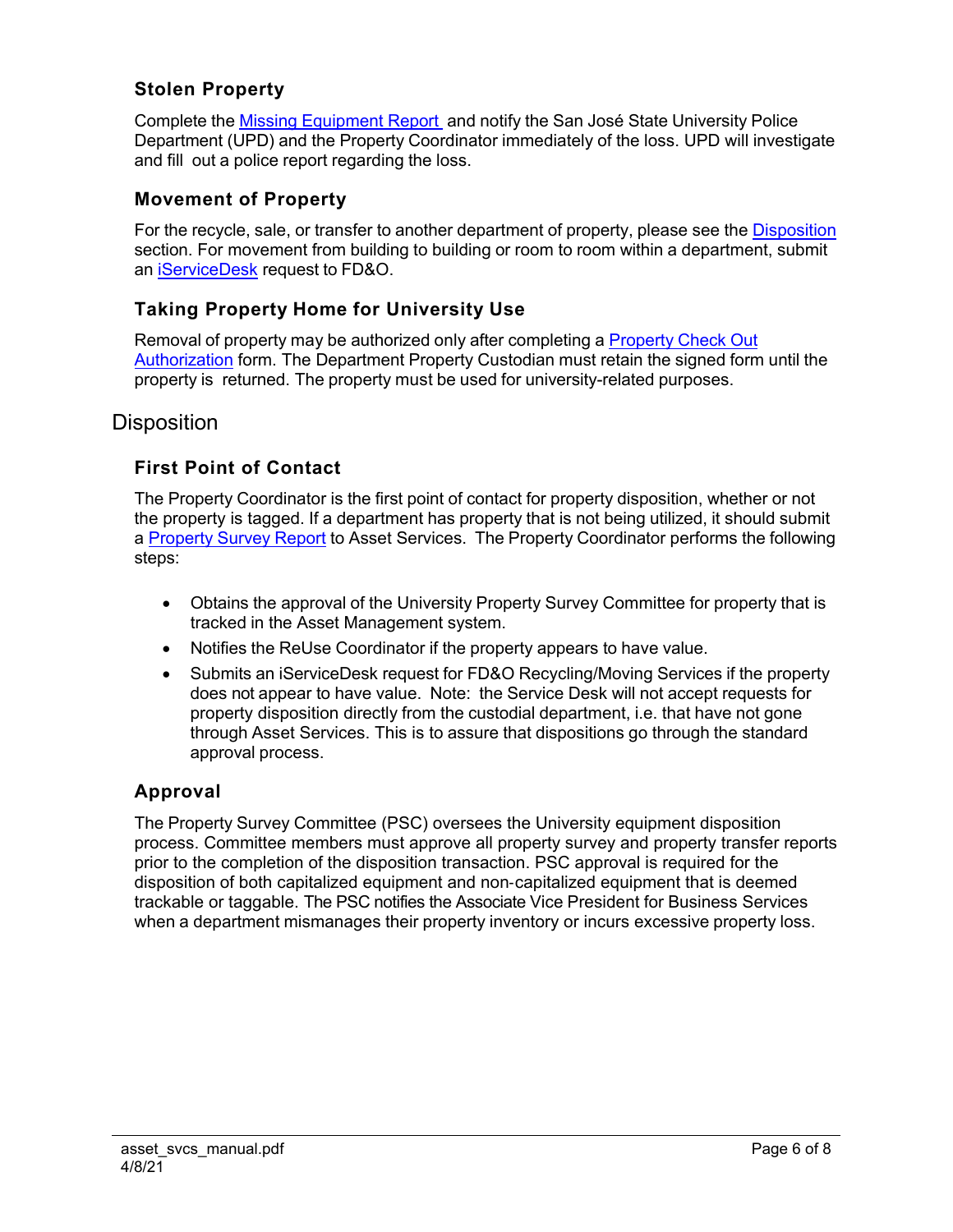### Stolen Property

Complete the Missing Equipment Report and notify the San José State University Police Department (UPD) and the Property Coordinator immediately of the loss. UPD will investigate and fill out a police report regarding the loss.

### Movement of Property

For the recycle, sale, or transfer to another department of property, please see the Disposition section. For movement from building to building or room to room within a department, submit an iServiceDesk request to FD&O.

### Taking Property Home for University Use

Removal of property may be authorized only after completing a Property Check Out Authorization form. The Department Property Custodian must retain the signed form until the property is returned. The property must be used for university-related purposes.

## Disposition

### First Point of Contact

The Property Coordinator is the first point of contact for property disposition, whether or not the property is tagged. If a department has property that is not being utilized, it should submit a Property Survey Report to Asset Services. The Property Coordinator performs the following steps:

- Obtains the approval of the University Property Survey Committee for property that is tracked in the Asset Management system.
- Notifies the ReUse Coordinator if the property appears to have value.
- Submits an iServiceDesk request for FD&O Recycling/Moving Services if the property does not appear to have value. Note: the Service Desk will not accept requests for property disposition directly from the custodial department, i.e. that have not gone through Asset Services. This is to assure that dispositions go through the standard approval process.

### Approval

The Property Survey Committee (PSC) oversees the University equipment disposition process. Committee members must approve all property survey and property transfer reports prior to the completion of the disposition transaction. PSC approval is required for the disposition of both capitalized equipment and non-capitalized equipment that is deemed trackable or taggable. The PSC notifies the Associate Vice President for Business Services when a department mismanages their property inventory or incurs excessive property loss.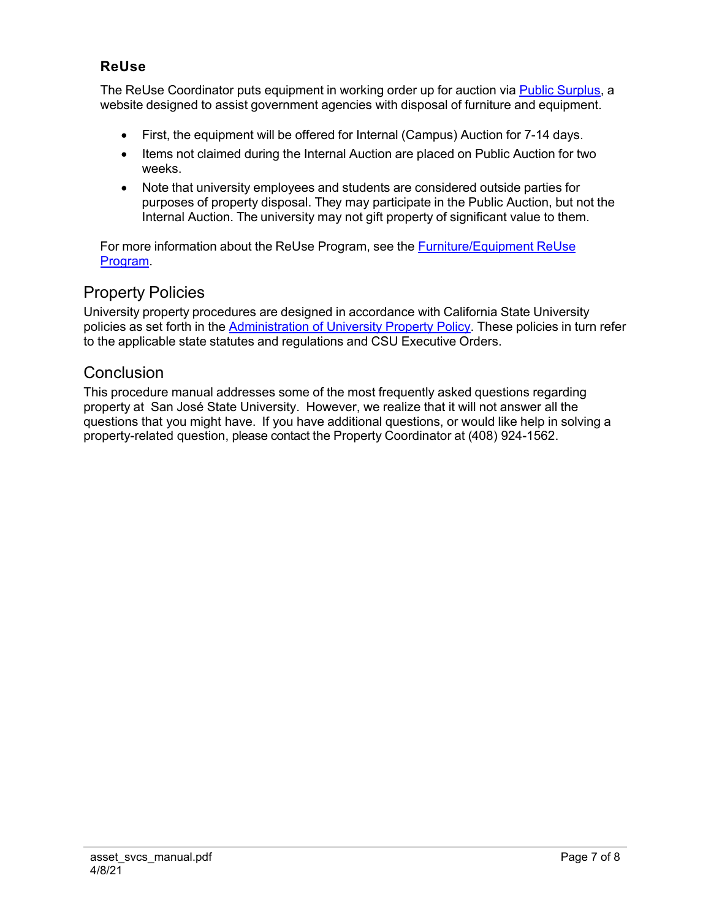### ReUse

The ReUse Coordinator puts equipment in working order up for auction via [Public Surplus](), a website designed to assist government agencies with disposal of furniture and equipment.

- First, the equipment will be offered for Internal (Campus) Auction for 7-14 days.
- Items not claimed during the Internal Auction are placed on Public Auction for two weeks.
- Note that university employees and students are considered outside parties for purposes of property disposal. They may participate in the Public Auction, but not the Internal Auction. The university may not gift property of significant value to them.

For more information about the ReUse Program, see the [Furniture/Equipment ReUse Program]().

## Property Policies

University property procedures are designed in accordance with California State University policies as set forth in the [Administration of University Property Policy](). These policies in turn refer to the applicable state statutes and regulations and CSU Executive Orders.

## Conclusion

This procedure manual addresses some of the most frequently asked questions regarding property at San José State University. However, we realize that it will not answer all the questions that you might have. If you have additional questions, or would like help in solving a property-related question, please contact the Property Coordinator at (408) 924-1562.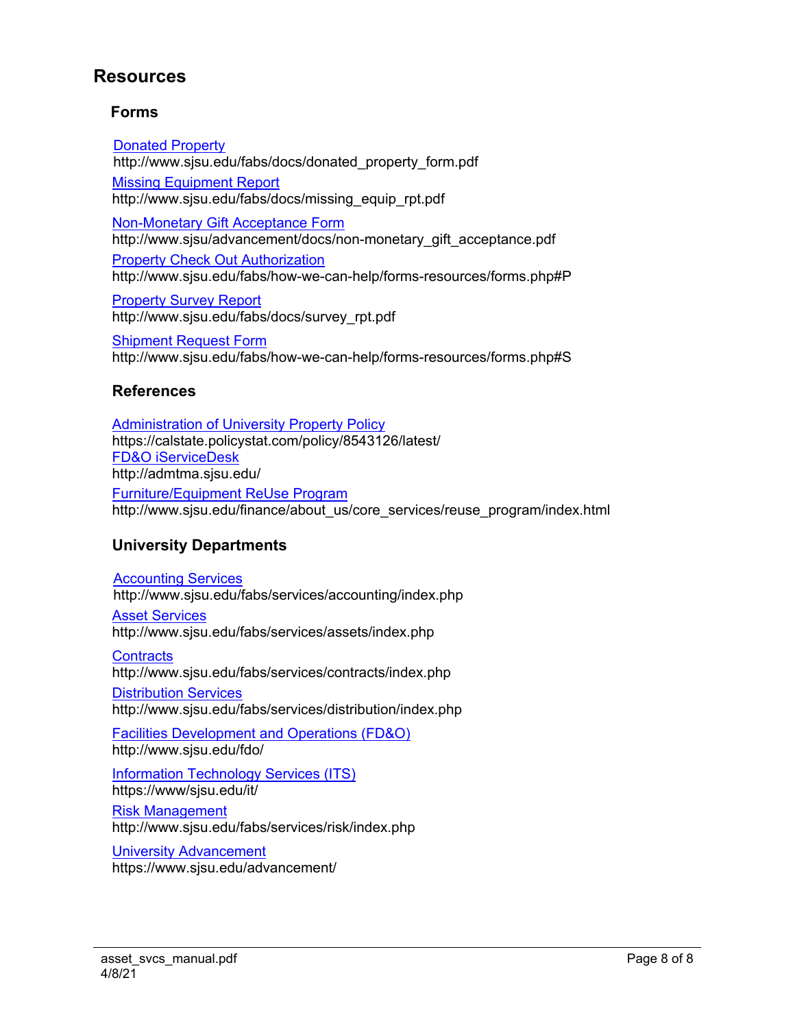## Resources

### Forms

[Donated Property](http://www.sjsu.edu/fabs/docs/donated_property_form.pdf)
http://www.sjsu.edu/fabs/docs/donated_property_form.pdf

[Missing Equipment Report](http://www.sjsu.edu/fabs/docs/missing_equip_rpt.pdf)
http://www.sjsu.edu/fabs/docs/missing_equip_rpt.pdf

Non-Monetary Gift Acceptance Form
http://www.sjsu/advancement/docs/non-monetary_gift_acceptance.pdf

[Property Check Out Authorization](http://www.sjsu.edu/fabs/how-we-can-help/forms-resources/forms.php#P)
http://www.sjsu.edu/fabs/how-we-can-help/forms-resources/forms.php#P

[Property Survey Report](http://www.sjsu.edu/fabs/docs/survey_rpt.pdf)
http://www.sjsu.edu/fabs/docs/survey_rpt.pdf

[Shipment Request Form](http://www.sjsu.edu/fabs/how-we-can-help/forms-resources/forms.php#S)
http://www.sjsu.edu/fabs/how-we-can-help/forms-resources/forms.php#S

### References

[Administration of University Property Policy](https://calstate.policystat.com/policy/8543126/latest/)
https://calstate.policystat.com/policy/8543126/latest/

[FD&O iServiceDesk](http://admtma.sjsu.edu/)
http://admtma.sjsu.edu/

[Furniture/Equipment ReUse Program](http://www.sjsu.edu/finance/about_us/core_services/reuse_program/index.html)
http://www.sjsu.edu/finance/about_us/core_services/reuse_program/index.html

### University Departments

[Accounting Services](http://www.sjsu.edu/fabs/services/accounting/index.php)
http://www.sjsu.edu/fabs/services/accounting/index.php

[Asset Services](http://www.sjsu.edu/fabs/services/assets/index.php)
http://www.sjsu.edu/fabs/services/assets/index.php

[Contracts](http://www.sjsu.edu/fabs/services/contracts/index.php)
http://www.sjsu.edu/fabs/services/contracts/index.php

[Distribution Services](http://www.sjsu.edu/fabs/services/distribution/index.php)
http://www.sjsu.edu/fabs/services/distribution/index.php

[Facilities Development and Operations (FD&O)](http://www.sjsu.edu/fdo/)
http://www.sjsu.edu/fdo/

Information Technology Services (ITS)
https://www/sjsu.edu/it/

[Risk Management](http://www.sjsu.edu/fabs/services/risk/index.php)
http://www.sjsu.edu/fabs/services/risk/index.php

[University Advancement](https://www.sjsu.edu/advancement/)
https://www.sjsu.edu/advancement/

asset_svcs_manual.pdf
4/8/21